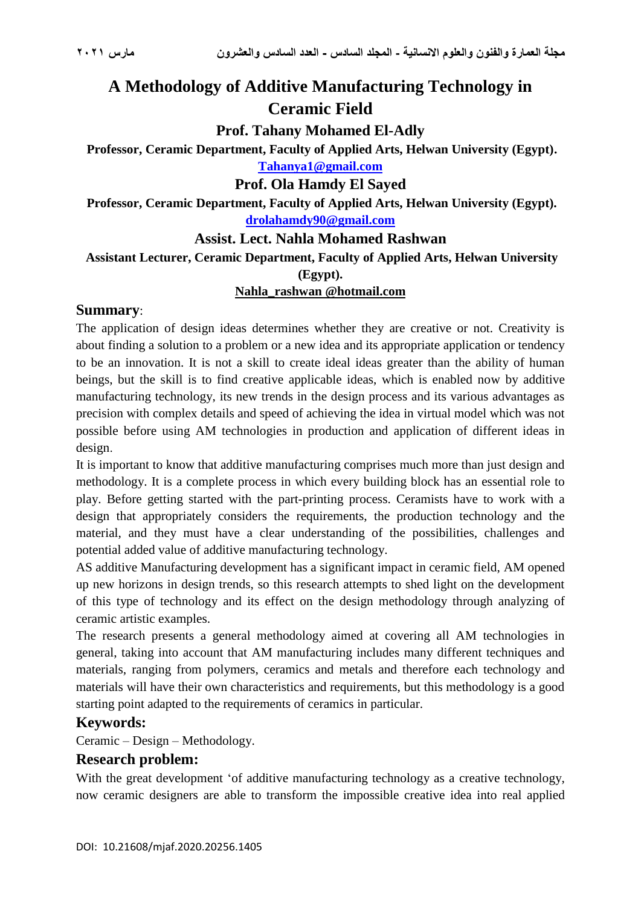# A Methodology of Additive Manufacturing Technology in Ceramic Field

**Prof. Tahany Mohamed El-Adly**

**Professor, Ceramic Department, Faculty of Applied Arts, Helwan University (Egypt).**

**Tahanya1@gmail.com**

**Prof. Ola Hamdy El Sayed**

**Professor, Ceramic Department, Faculty of Applied Arts, Helwan University (Egypt).**

**drolahamdy90@gmail.com**

**Assist. Lect. Nahla Mohamed Rashwan**

**Assistant Lecturer, Ceramic Department, Faculty of Applied Arts, Helwan University (Egypt).**

**Nahla_rashwan @hotmail.com**

## Summary:

The application of design ideas determines whether they are creative or not. Creativity is about finding a solution to a problem or a new idea and its appropriate application or tendency to be an innovation. It is not a skill to create ideal ideas greater than the ability of human beings, but the skill is to find creative applicable ideas, which is enabled now by additive manufacturing technology, its new trends in the design process and its various advantages as precision with complex details and speed of achieving the idea in virtual model which was not possible before using AM technologies in production and application of different ideas in design.

It is important to know that additive manufacturing comprises much more than just design and methodology. It is a complete process in which every building block has an essential role to play. Before getting started with the part-printing process. Ceramists have to work with a design that appropriately considers the requirements, the production technology and the material, and they must have a clear understanding of the possibilities, challenges and potential added value of additive manufacturing technology.

AS additive Manufacturing development has a significant impact in ceramic field, AM opened up new horizons in design trends, so this research attempts to shed light on the development of this type of technology and its effect on the design methodology through analyzing of ceramic artistic examples.

The research presents a general methodology aimed at covering all AM technologies in general, taking into account that AM manufacturing includes many different techniques and materials, ranging from polymers, ceramics and metals and therefore each technology and materials will have their own characteristics and requirements, but this methodology is a good starting point adapted to the requirements of ceramics in particular.

## Keywords:

Ceramic – Design – Methodology.

## Research problem:

With the great development ‘of additive manufacturing technology as a creative technology, now ceramic designers are able to transform the impossible creative idea into real applied

DOI: 10.21608/mjaf.2020.20256.1405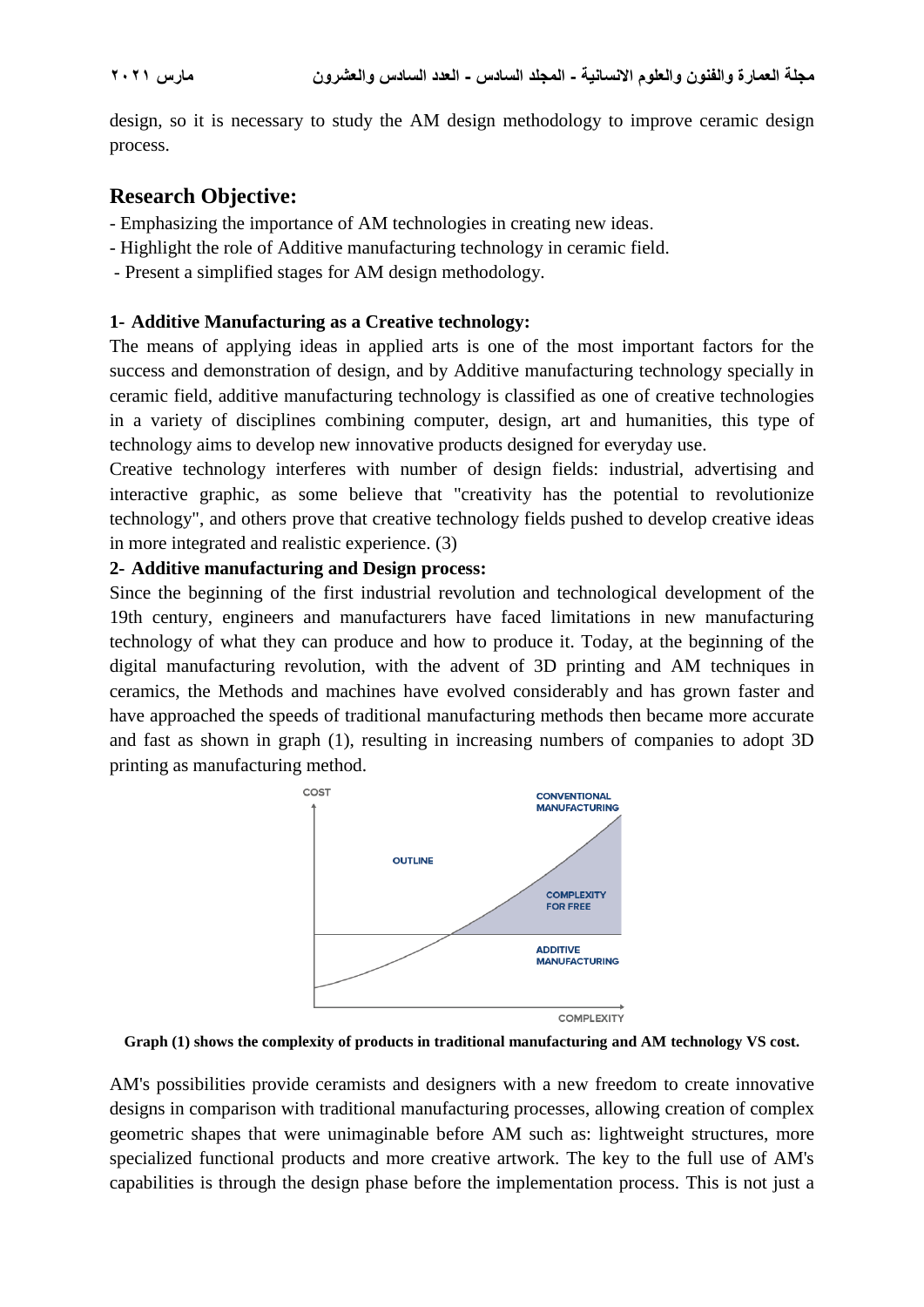design, so it is necessary to study the AM design methodology to improve ceramic design process.

## Research Objective:

- Emphasizing the importance of AM technologies in creating new ideas.
- Highlight the role of Additive manufacturing technology in ceramic field.
- Present a simplified stages for AM design methodology.

### 1- Additive Manufacturing as a Creative technology:

The means of applying ideas in applied arts is one of the most important factors for the success and demonstration of design, and by Additive manufacturing technology specially in ceramic field, additive manufacturing technology is classified as one of creative technologies in a variety of disciplines combining computer, design, art and humanities, this type of technology aims to develop new innovative products designed for everyday use.

Creative technology interferes with number of design fields: industrial, advertising and interactive graphic, as some believe that "creativity has the potential to revolutionize technology", and others prove that creative technology fields pushed to develop creative ideas in more integrated and realistic experience. (3)

### 2- Additive manufacturing and Design process:

Since the beginning of the first industrial revolution and technological development of the 19th century, engineers and manufacturers have faced limitations in new manufacturing technology of what they can produce and how to produce it. Today, at the beginning of the digital manufacturing revolution, with the advent of 3D printing and AM techniques in ceramics, the Methods and machines have evolved considerably and has grown faster and have approached the speeds of traditional manufacturing methods then became more accurate and fast as shown in graph (1), resulting in increasing numbers of companies to adopt 3D printing as manufacturing method.

**Graph (1) shows the complexity of products in traditional manufacturing and AM technology VS cost.**

AM's possibilities provide ceramists and designers with a new freedom to create innovative designs in comparison with traditional manufacturing processes, allowing creation of complex geometric shapes that were unimaginable before AM such as: lightweight structures, more specialized functional products and more creative artwork. The key to the full use of AM's capabilities is through the design phase before the implementation process. This is not just a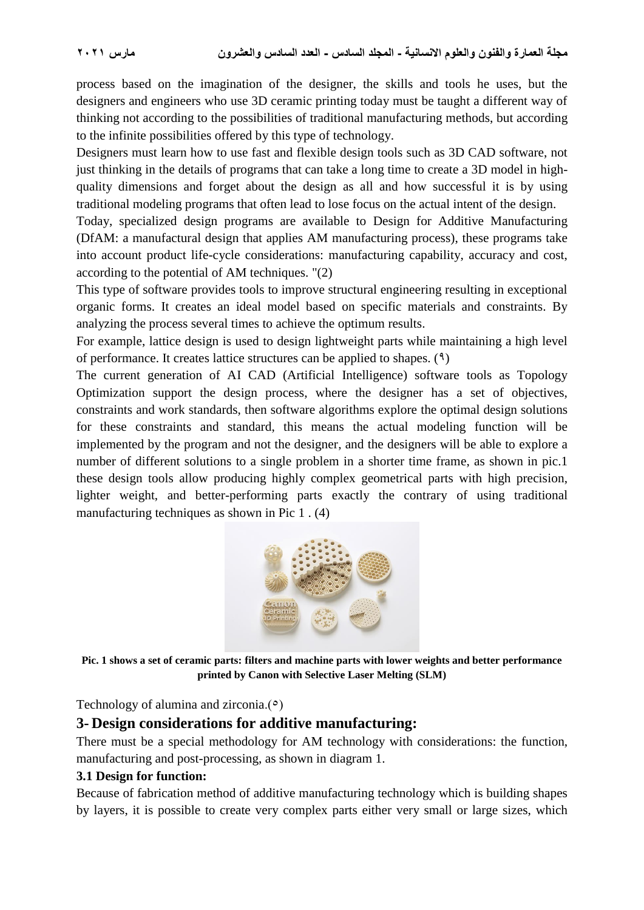process based on the imagination of the designer, the skills and tools he uses, but the designers and engineers who use 3D ceramic printing today must be taught a different way of thinking not according to the possibilities of traditional manufacturing methods, but according to the infinite possibilities offered by this type of technology.

Designers must learn how to use fast and flexible design tools such as 3D CAD software, not just thinking in the details of programs that can take a long time to create a 3D model in high-quality dimensions and forget about the design as all and how successful it is by using traditional modeling programs that often lead to lose focus on the actual intent of the design.

Today, specialized design programs are available to Design for Additive Manufacturing (DfAM: a manufactural design that applies AM manufacturing process), these programs take into account product life-cycle considerations: manufacturing capability, accuracy and cost, according to the potential of AM techniques. "(2)

This type of software provides tools to improve structural engineering resulting in exceptional organic forms. It creates an ideal model based on specific materials and constraints. By analyzing the process several times to achieve the optimum results.

For example, lattice design is used to design lightweight parts while maintaining a high level of performance. It creates lattice structures can be applied to shapes. (٩)

The current generation of AI CAD (Artificial Intelligence) software tools as Topology Optimization support the design process, where the designer has a set of objectives, constraints and work standards, then software algorithms explore the optimal design solutions for these constraints and standard, this means the actual modeling function will be implemented by the program and not the designer, and the designers will be able to explore a number of different solutions to a single problem in a shorter time frame, as shown in pic.1 these design tools allow producing highly complex geometrical parts with high precision, lighter weight, and better-performing parts exactly the contrary of using traditional manufacturing techniques as shown in Pic 1 . (4)

**Pic. 1 shows a set of ceramic parts: filters and machine parts with lower weights and better performance printed by Canon with Selective Laser Melting (SLM)**

Technology of alumina and zirconia.(٥)

## 3- Design considerations for additive manufacturing:

There must be a special methodology for AM technology with considerations: the function, manufacturing and post-processing, as shown in diagram 1.

### 3.1 Design for function:

Because of fabrication method of additive manufacturing technology which is building shapes by layers, it is possible to create very complex parts either very small or large sizes, which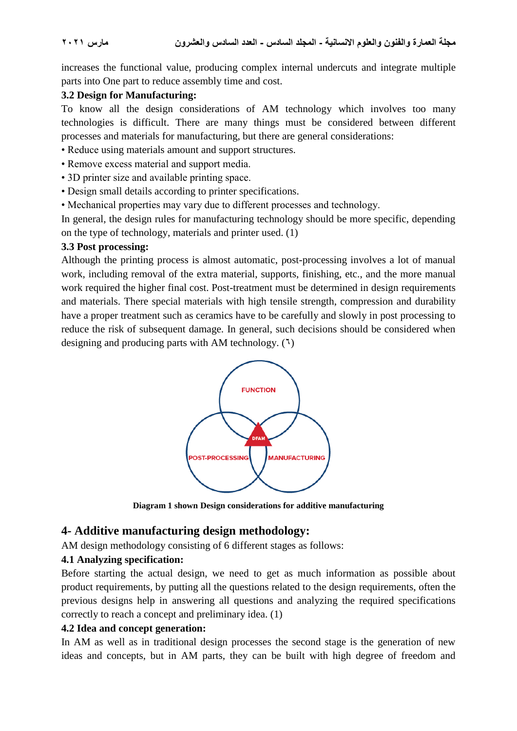increases the functional value, producing complex internal undercuts and integrate multiple parts into One part to reduce assembly time and cost.

**3.2 Design for Manufacturing:**

To know all the design considerations of AM technology which involves too many technologies is difficult. There are many things must be considered between different processes and materials for manufacturing, but there are general considerations:

- Reduce using materials amount and support structures.
- Remove excess material and support media.
- 3D printer size and available printing space.
- Design small details according to printer specifications.
- Mechanical properties may vary due to different processes and technology.

In general, the design rules for manufacturing technology should be more specific, depending on the type of technology, materials and printer used. (1)

**3.3 Post processing:**

Although the printing process is almost automatic, post-processing involves a lot of manual work, including removal of the extra material, supports, finishing, etc., and the more manual work required the higher final cost. Post-treatment must be determined in design requirements and materials. There special materials with high tensile strength, compression and durability have a proper treatment such as ceramics have to be carefully and slowly in post processing to reduce the risk of subsequent damage. In general, such decisions should be considered when designing and producing parts with AM technology. (٦)

FUNCTION

DFAM

POST-PROCESSING

MANUFACTURING

**Diagram 1 shown Design considerations for additive manufacturing**

## 4- Additive manufacturing design methodology:

AM design methodology consisting of 6 different stages as follows:

**4.1 Analyzing specification:**

Before starting the actual design, we need to get as much information as possible about product requirements, by putting all the questions related to the design requirements, often the previous designs help in answering all questions and analyzing the required specifications correctly to reach a concept and preliminary idea. (1)

**4.2 Idea and concept generation:**

In AM as well as in traditional design processes the second stage is the generation of new ideas and concepts, but in AM parts, they can be built with high degree of freedom and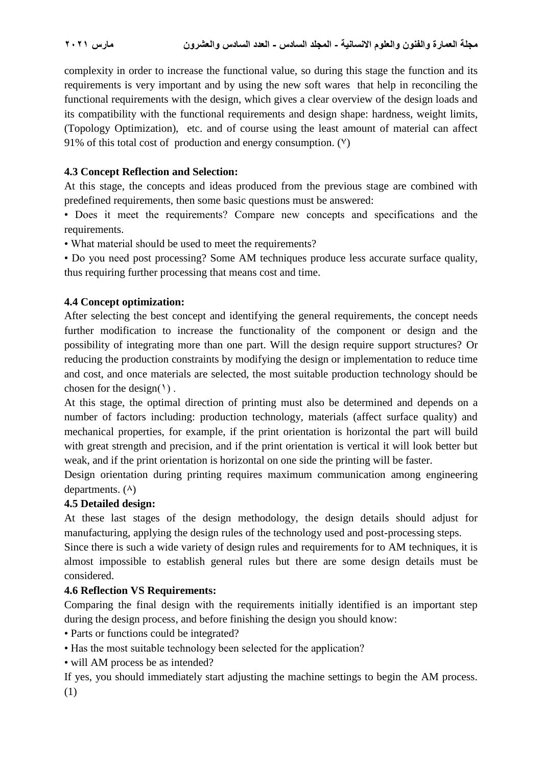complexity in order to increase the functional value, so during this stage the function and its requirements is very important and by using the new soft wares that help in reconciling the functional requirements with the design, which gives a clear overview of the design loads and its compatibility with the functional requirements and design shape: hardness, weight limits, (Topology Optimization), etc. and of course using the least amount of material can affect 91% of this total cost of production and energy consumption. (٧)

**4.3 Concept Reflection and Selection:**

At this stage, the concepts and ideas produced from the previous stage are combined with predefined requirements, then some basic questions must be answered:

• Does it meet the requirements? Compare new concepts and specifications and the requirements.

• What material should be used to meet the requirements?

• Do you need post processing? Some AM techniques produce less accurate surface quality, thus requiring further processing that means cost and time.

**4.4 Concept optimization:**

After selecting the best concept and identifying the general requirements, the concept needs further modification to increase the functionality of the component or design and the possibility of integrating more than one part. Will the design require support structures? Or reducing the production constraints by modifying the design or implementation to reduce time and cost, and once materials are selected, the most suitable production technology should be chosen for the design(١) .

At this stage, the optimal direction of printing must also be determined and depends on a number of factors including: production technology, materials (affect surface quality) and mechanical properties, for example, if the print orientation is horizontal the part will build with great strength and precision, and if the print orientation is vertical it will look better but weak, and if the print orientation is horizontal on one side the printing will be faster.

Design orientation during printing requires maximum communication among engineering departments. (٨)

**4.5 Detailed design:**

At these last stages of the design methodology, the design details should adjust for manufacturing, applying the design rules of the technology used and post-processing steps.

Since there is such a wide variety of design rules and requirements for to AM techniques, it is almost impossible to establish general rules but there are some design details must be considered.

**4.6 Reflection VS Requirements:**

Comparing the final design with the requirements initially identified is an important step during the design process, and before finishing the design you should know:

• Parts or functions could be integrated?

• Has the most suitable technology been selected for the application?

• will AM process be as intended?

If yes, you should immediately start adjusting the machine settings to begin the AM process. (1)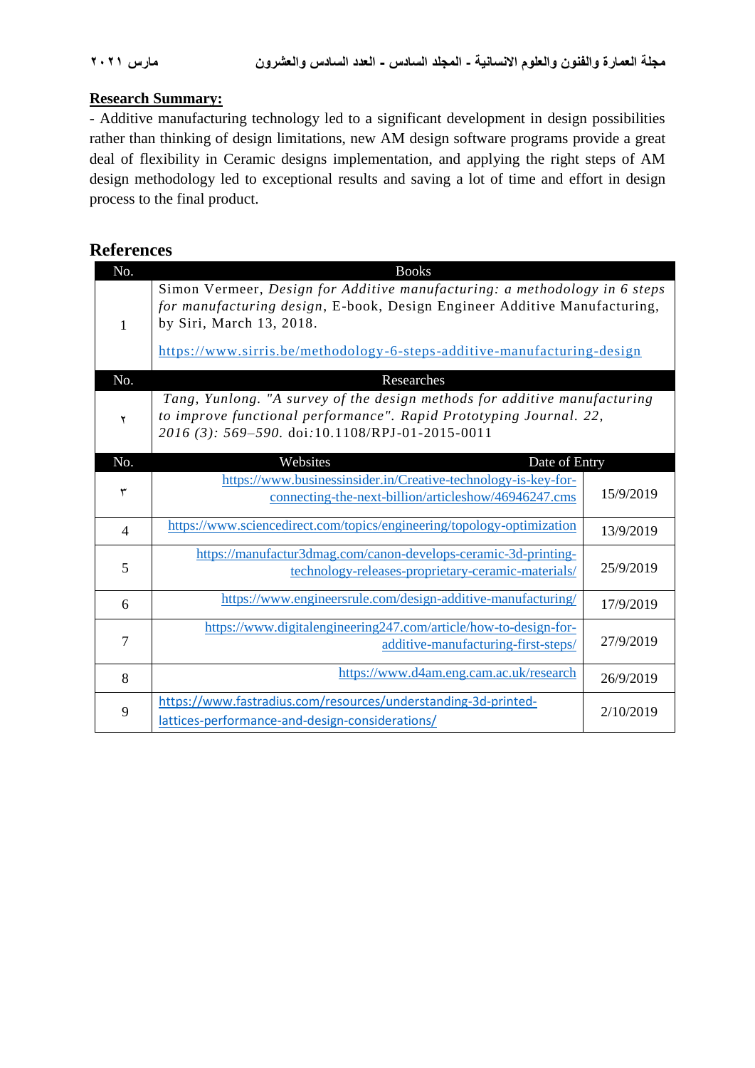**Research Summary:**

- Additive manufacturing technology led to a significant development in design possibilities rather than thinking of design limitations, new AM design software programs provide a great deal of flexibility in Ceramic designs implementation, and applying the right steps of AM design methodology led to exceptional results and saving a lot of time and effort in design process to the final product.

## References

| No. | Books | |
|---|---|---|
| 1 | Simon Vermeer, *Design for Additive manufacturing: a methodology in 6 steps for manufacturing design*, E-book, Design Engineer Additive Manufacturing, by Siri, March 13, 2018. https://www.sirris.be/methodology-6-steps-additive-manufacturing-design | |
| **No.** | **Researches** | |
| ٢ | *Tang, Yunlong. "A survey of the design methods for additive manufacturing to improve functional performance". Rapid Prototyping Journal. 22, 2016 (3): 569–590.* doi:10.1108/RPJ-01-2015-0011 | |
| **No.** | **Websites** | **Date of Entry** |
| ٣ | https://www.businessinsider.in/Creative-technology-is-key-for-connecting-the-next-billion/articleshow/46946247.cms | 15/9/2019 |
| 4 | https://www.sciencedirect.com/topics/engineering/topology-optimization | 13/9/2019 |
| 5 | https://manufactur3dmag.com/canon-develops-ceramic-3d-printing-technology-releases-proprietary-ceramic-materials/ | 25/9/2019 |
| 6 | https://www.engineersrule.com/design-additive-manufacturing/ | 17/9/2019 |
| 7 | https://www.digitalengineering247.com/article/how-to-design-for-additive-manufacturing-first-steps/ | 27/9/2019 |
| 8 | https://www.d4am.eng.cam.ac.uk/research | 26/9/2019 |
| 9 | https://www.fastradius.com/resources/understanding-3d-printed-lattices-performance-and-design-considerations/ | 2/10/2019 |